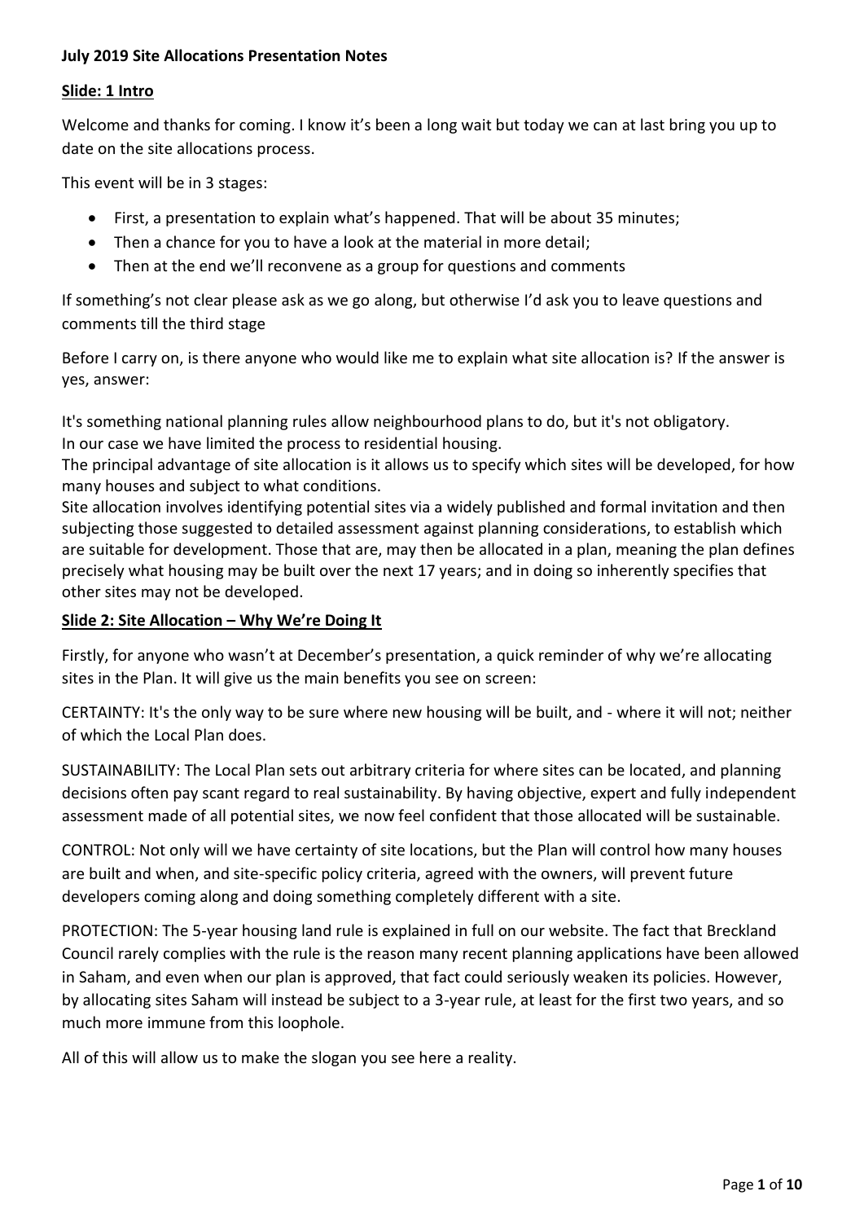**July 2019 Site Allocations Presentation Notes**

**Slide: 1 Intro**

Welcome and thanks for coming. I know it's been a long wait but today we can at last bring you up to date on the site allocations process.

This event will be in 3 stages:

- First, a presentation to explain what's happened. That will be about 35 minutes;
- Then a chance for you to have a look at the material in more detail;
- Then at the end we'll reconvene as a group for questions and comments

If something's not clear please ask as we go along, but otherwise I'd ask you to leave questions and comments till the third stage

Before I carry on, is there anyone who would like me to explain what site allocation is? If the answer is yes, answer:

It's something national planning rules allow neighbourhood plans to do, but it's not obligatory.
In our case we have limited the process to residential housing.
The principal advantage of site allocation is it allows us to specify which sites will be developed, for how many houses and subject to what conditions.
Site allocation involves identifying potential sites via a widely published and formal invitation and then subjecting those suggested to detailed assessment against planning considerations, to establish which are suitable for development. Those that are, may then be allocated in a plan, meaning the plan defines precisely what housing may be built over the next 17 years; and in doing so inherently specifies that other sites may not be developed.

**Slide 2: Site Allocation – Why We're Doing It**

Firstly, for anyone who wasn't at December's presentation, a quick reminder of why we're allocating sites in the Plan. It will give us the main benefits you see on screen:

CERTAINTY: It's the only way to be sure where new housing will be built, and - where it will not; neither of which the Local Plan does.

SUSTAINABILITY: The Local Plan sets out arbitrary criteria for where sites can be located, and planning decisions often pay scant regard to real sustainability. By having objective, expert and fully independent assessment made of all potential sites, we now feel confident that those allocated will be sustainable.

CONTROL: Not only will we have certainty of site locations, but the Plan will control how many houses are built and when, and site-specific policy criteria, agreed with the owners, will prevent future developers coming along and doing something completely different with a site.

PROTECTION: The 5-year housing land rule is explained in full on our website. The fact that Breckland Council rarely complies with the rule is the reason many recent planning applications have been allowed in Saham, and even when our plan is approved, that fact could seriously weaken its policies. However, by allocating sites Saham will instead be subject to a 3-year rule, at least for the first two years, and so much more immune from this loophole.

All of this will allow us to make the slogan you see here a reality.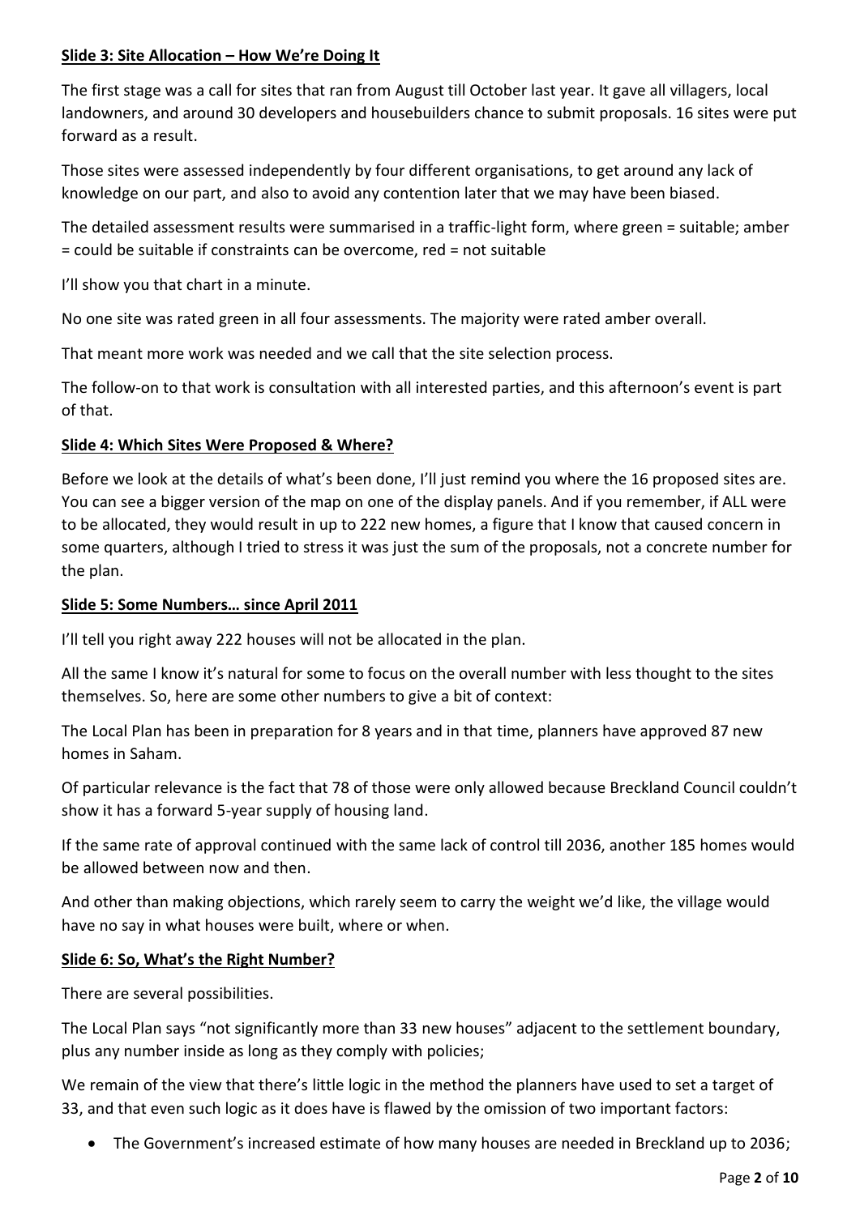**Slide 3: Site Allocation – How We're Doing It**

The first stage was a call for sites that ran from August till October last year. It gave all villagers, local landowners, and around 30 developers and housebuilders chance to submit proposals. 16 sites were put forward as a result.

Those sites were assessed independently by four different organisations, to get around any lack of knowledge on our part, and also to avoid any contention later that we may have been biased.

The detailed assessment results were summarised in a traffic-light form, where green = suitable; amber = could be suitable if constraints can be overcome, red = not suitable

I'll show you that chart in a minute.

No one site was rated green in all four assessments. The majority were rated amber overall.

That meant more work was needed and we call that the site selection process.

The follow-on to that work is consultation with all interested parties, and this afternoon's event is part of that.

**Slide 4: Which Sites Were Proposed & Where?**

Before we look at the details of what's been done, I'll just remind you where the 16 proposed sites are. You can see a bigger version of the map on one of the display panels. And if you remember, if ALL were to be allocated, they would result in up to 222 new homes, a figure that I know that caused concern in some quarters, although I tried to stress it was just the sum of the proposals, not a concrete number for the plan.

**Slide 5: Some Numbers… since April 2011**

I'll tell you right away 222 houses will not be allocated in the plan.

All the same I know it's natural for some to focus on the overall number with less thought to the sites themselves. So, here are some other numbers to give a bit of context:

The Local Plan has been in preparation for 8 years and in that time, planners have approved 87 new homes in Saham.

Of particular relevance is the fact that 78 of those were only allowed because Breckland Council couldn't show it has a forward 5-year supply of housing land.

If the same rate of approval continued with the same lack of control till 2036, another 185 homes would be allowed between now and then.

And other than making objections, which rarely seem to carry the weight we'd like, the village would have no say in what houses were built, where or when.

**Slide 6: So, What's the Right Number?**

There are several possibilities.

The Local Plan says "not significantly more than 33 new houses" adjacent to the settlement boundary, plus any number inside as long as they comply with policies;

We remain of the view that there's little logic in the method the planners have used to set a target of 33, and that even such logic as it does have is flawed by the omission of two important factors:

- The Government's increased estimate of how many houses are needed in Breckland up to 2036;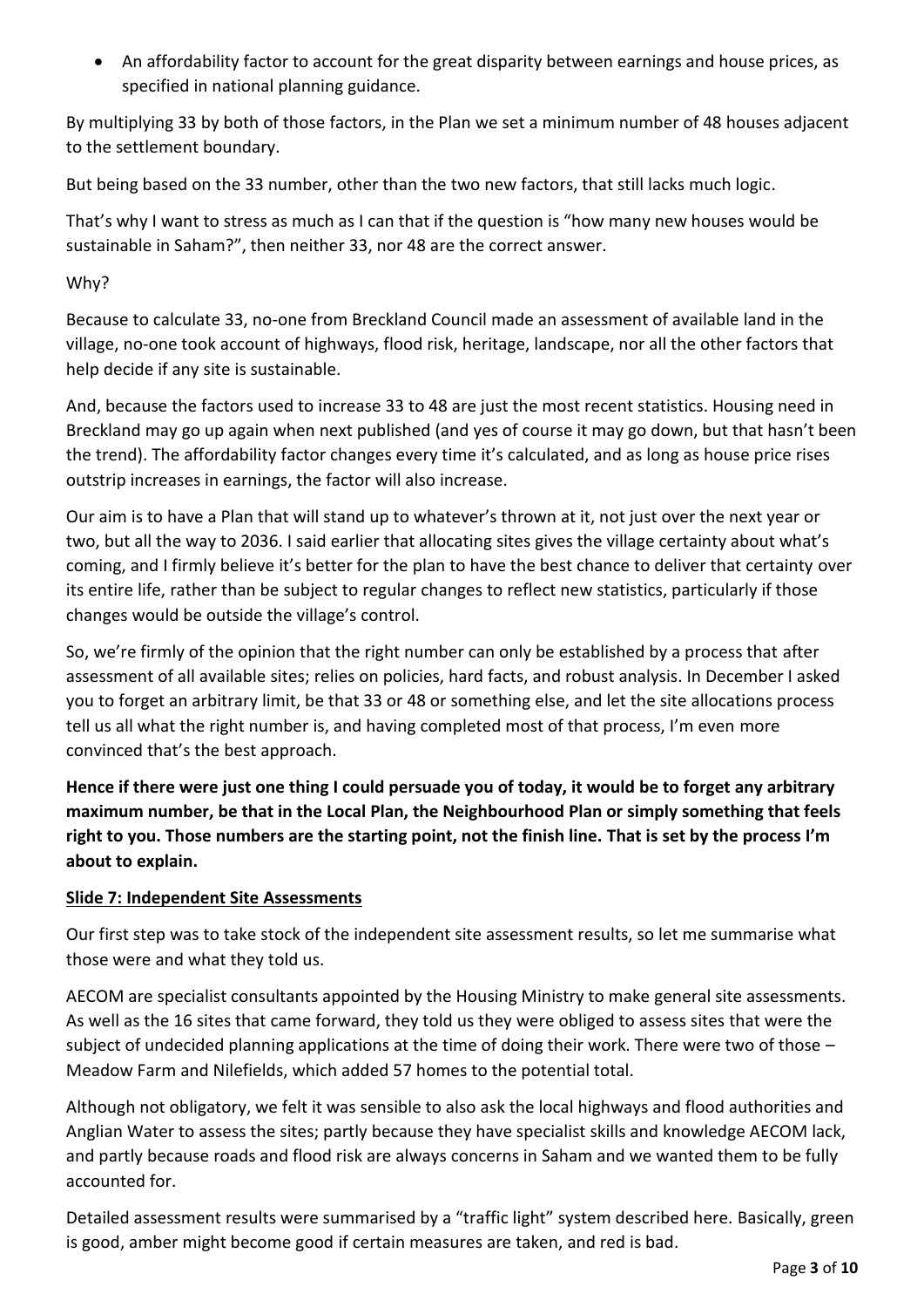- An affordability factor to account for the great disparity between earnings and house prices, as specified in national planning guidance.

By multiplying 33 by both of those factors, in the Plan we set a minimum number of 48 houses adjacent to the settlement boundary.

But being based on the 33 number, other than the two new factors, that still lacks much logic.

That's why I want to stress as much as I can that if the question is "how many new houses would be sustainable in Saham?", then neither 33, nor 48 are the correct answer.

Why?

Because to calculate 33, no-one from Breckland Council made an assessment of available land in the village, no-one took account of highways, flood risk, heritage, landscape, nor all the other factors that help decide if any site is sustainable.

And, because the factors used to increase 33 to 48 are just the most recent statistics. Housing need in Breckland may go up again when next published (and yes of course it may go down, but that hasn't been the trend). The affordability factor changes every time it's calculated, and as long as house price rises outstrip increases in earnings, the factor will also increase.

Our aim is to have a Plan that will stand up to whatever's thrown at it, not just over the next year or two, but all the way to 2036. I said earlier that allocating sites gives the village certainty about what's coming, and I firmly believe it's better for the plan to have the best chance to deliver that certainty over its entire life, rather than be subject to regular changes to reflect new statistics, particularly if those changes would be outside the village's control.

So, we're firmly of the opinion that the right number can only be established by a process that after assessment of all available sites; relies on policies, hard facts, and robust analysis. In December I asked you to forget an arbitrary limit, be that 33 or 48 or something else, and let the site allocations process tell us all what the right number is, and having completed most of that process, I'm even more convinced that's the best approach.

**Hence if there were just one thing I could persuade you of today, it would be to forget any arbitrary maximum number, be that in the Local Plan, the Neighbourhood Plan or simply something that feels right to you. Those numbers are the starting point, not the finish line. That is set by the process I'm about to explain.**

**Slide 7: Independent Site Assessments**

Our first step was to take stock of the independent site assessment results, so let me summarise what those were and what they told us.

AECOM are specialist consultants appointed by the Housing Ministry to make general site assessments. As well as the 16 sites that came forward, they told us they were obliged to assess sites that were the subject of undecided planning applications at the time of doing their work. There were two of those – Meadow Farm and Nilefields, which added 57 homes to the potential total.

Although not obligatory, we felt it was sensible to also ask the local highways and flood authorities and Anglian Water to assess the sites; partly because they have specialist skills and knowledge AECOM lack, and partly because roads and flood risk are always concerns in Saham and we wanted them to be fully accounted for.

Detailed assessment results were summarised by a "traffic light" system described here. Basically, green is good, amber might become good if certain measures are taken, and red is bad.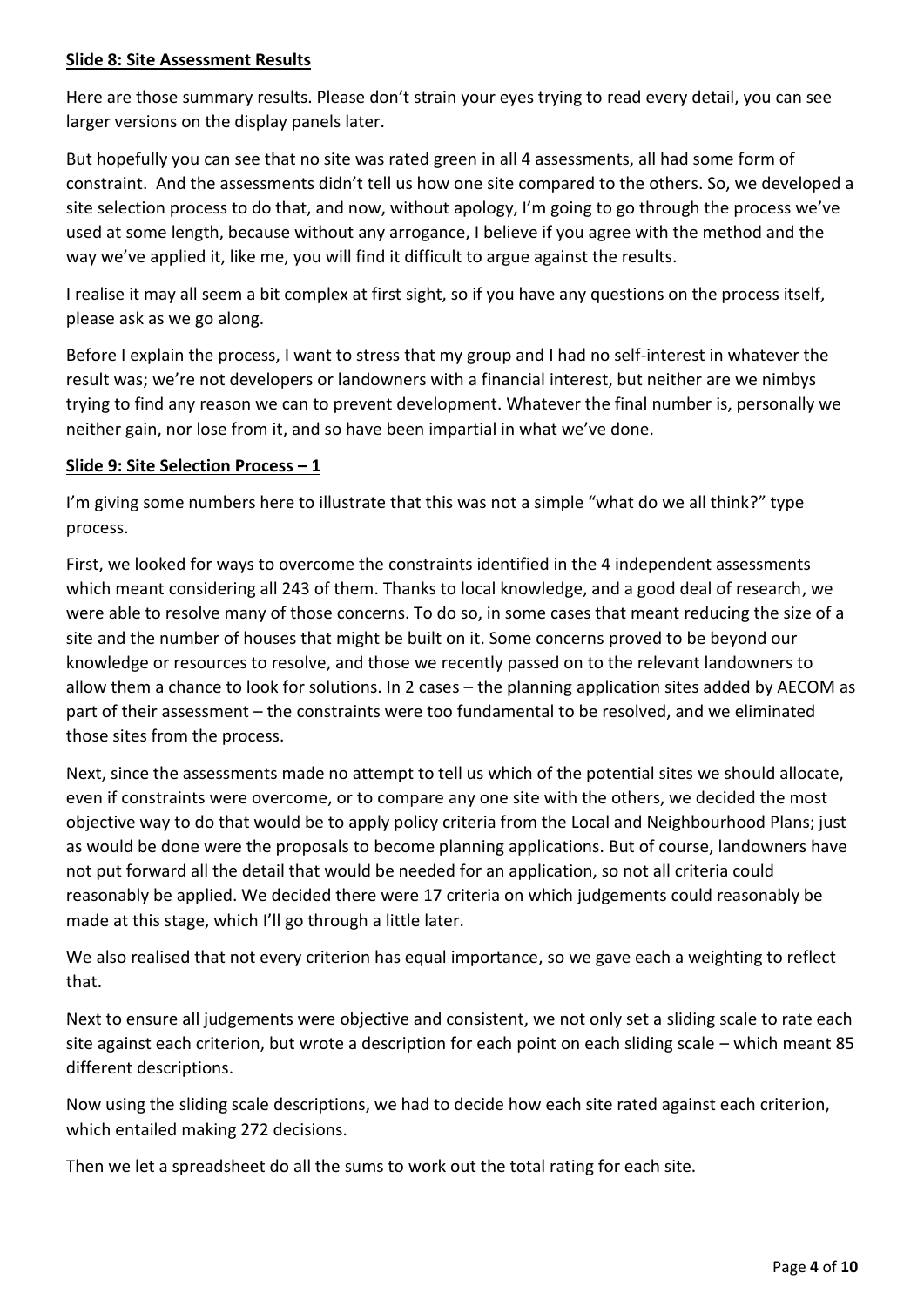**Slide 8: Site Assessment Results**

Here are those summary results. Please don't strain your eyes trying to read every detail, you can see larger versions on the display panels later.

But hopefully you can see that no site was rated green in all 4 assessments, all had some form of constraint. And the assessments didn't tell us how one site compared to the others. So, we developed a site selection process to do that, and now, without apology, I'm going to go through the process we've used at some length, because without any arrogance, I believe if you agree with the method and the way we've applied it, like me, you will find it difficult to argue against the results.

I realise it may all seem a bit complex at first sight, so if you have any questions on the process itself, please ask as we go along.

Before I explain the process, I want to stress that my group and I had no self-interest in whatever the result was; we're not developers or landowners with a financial interest, but neither are we nimbys trying to find any reason we can to prevent development. Whatever the final number is, personally we neither gain, nor lose from it, and so have been impartial in what we've done.

**Slide 9: Site Selection Process – 1**

I'm giving some numbers here to illustrate that this was not a simple "what do we all think?" type process.

First, we looked for ways to overcome the constraints identified in the 4 independent assessments which meant considering all 243 of them. Thanks to local knowledge, and a good deal of research, we were able to resolve many of those concerns. To do so, in some cases that meant reducing the size of a site and the number of houses that might be built on it. Some concerns proved to be beyond our knowledge or resources to resolve, and those we recently passed on to the relevant landowners to allow them a chance to look for solutions. In 2 cases – the planning application sites added by AECOM as part of their assessment – the constraints were too fundamental to be resolved, and we eliminated those sites from the process.

Next, since the assessments made no attempt to tell us which of the potential sites we should allocate, even if constraints were overcome, or to compare any one site with the others, we decided the most objective way to do that would be to apply policy criteria from the Local and Neighbourhood Plans; just as would be done were the proposals to become planning applications. But of course, landowners have not put forward all the detail that would be needed for an application, so not all criteria could reasonably be applied. We decided there were 17 criteria on which judgements could reasonably be made at this stage, which I'll go through a little later.

We also realised that not every criterion has equal importance, so we gave each a weighting to reflect that.

Next to ensure all judgements were objective and consistent, we not only set a sliding scale to rate each site against each criterion, but wrote a description for each point on each sliding scale – which meant 85 different descriptions.

Now using the sliding scale descriptions, we had to decide how each site rated against each criterion, which entailed making 272 decisions.

Then we let a spreadsheet do all the sums to work out the total rating for each site.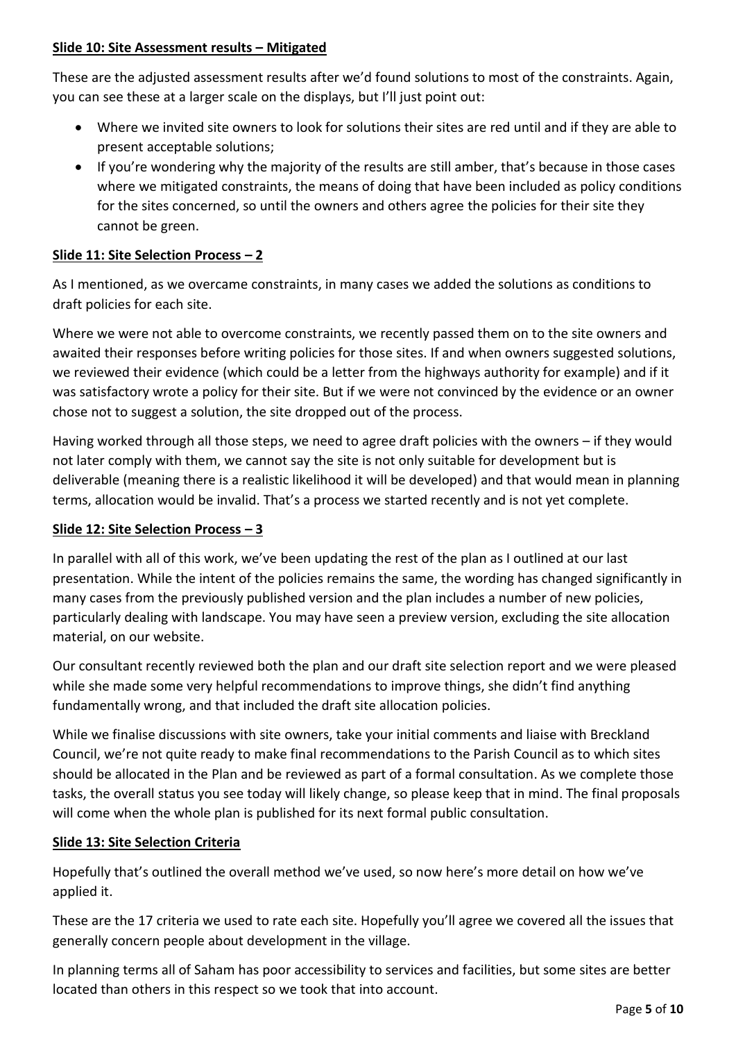**Slide 10: Site Assessment results – Mitigated**

These are the adjusted assessment results after we'd found solutions to most of the constraints. Again, you can see these at a larger scale on the displays, but I'll just point out:

- Where we invited site owners to look for solutions their sites are red until and if they are able to present acceptable solutions;
- If you're wondering why the majority of the results are still amber, that's because in those cases where we mitigated constraints, the means of doing that have been included as policy conditions for the sites concerned, so until the owners and others agree the policies for their site they cannot be green.

**Slide 11: Site Selection Process – 2**

As I mentioned, as we overcame constraints, in many cases we added the solutions as conditions to draft policies for each site.

Where we were not able to overcome constraints, we recently passed them on to the site owners and awaited their responses before writing policies for those sites. If and when owners suggested solutions, we reviewed their evidence (which could be a letter from the highways authority for example) and if it was satisfactory wrote a policy for their site. But if we were not convinced by the evidence or an owner chose not to suggest a solution, the site dropped out of the process.

Having worked through all those steps, we need to agree draft policies with the owners – if they would not later comply with them, we cannot say the site is not only suitable for development but is deliverable (meaning there is a realistic likelihood it will be developed) and that would mean in planning terms, allocation would be invalid. That's a process we started recently and is not yet complete.

**Slide 12: Site Selection Process – 3**

In parallel with all of this work, we've been updating the rest of the plan as I outlined at our last presentation. While the intent of the policies remains the same, the wording has changed significantly in many cases from the previously published version and the plan includes a number of new policies, particularly dealing with landscape. You may have seen a preview version, excluding the site allocation material, on our website.

Our consultant recently reviewed both the plan and our draft site selection report and we were pleased while she made some very helpful recommendations to improve things, she didn't find anything fundamentally wrong, and that included the draft site allocation policies.

While we finalise discussions with site owners, take your initial comments and liaise with Breckland Council, we're not quite ready to make final recommendations to the Parish Council as to which sites should be allocated in the Plan and be reviewed as part of a formal consultation. As we complete those tasks, the overall status you see today will likely change, so please keep that in mind. The final proposals will come when the whole plan is published for its next formal public consultation.

**Slide 13: Site Selection Criteria**

Hopefully that's outlined the overall method we've used, so now here's more detail on how we've applied it.

These are the 17 criteria we used to rate each site. Hopefully you'll agree we covered all the issues that generally concern people about development in the village.

In planning terms all of Saham has poor accessibility to services and facilities, but some sites are better located than others in this respect so we took that into account.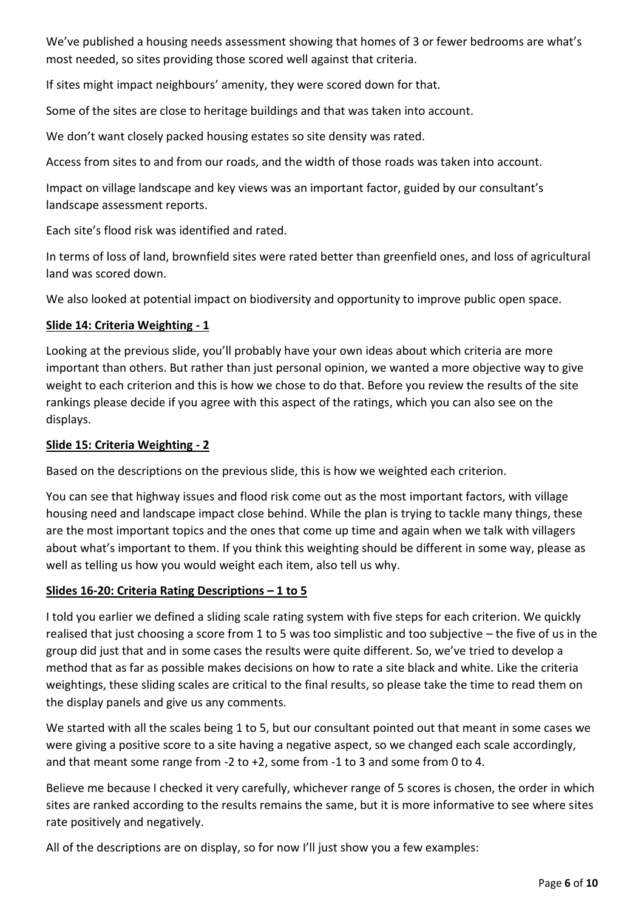We've published a housing needs assessment showing that homes of 3 or fewer bedrooms are what's most needed, so sites providing those scored well against that criteria.

If sites might impact neighbours' amenity, they were scored down for that.

Some of the sites are close to heritage buildings and that was taken into account.

We don't want closely packed housing estates so site density was rated.

Access from sites to and from our roads, and the width of those roads was taken into account.

Impact on village landscape and key views was an important factor, guided by our consultant's landscape assessment reports.

Each site's flood risk was identified and rated.

In terms of loss of land, brownfield sites were rated better than greenfield ones, and loss of agricultural land was scored down.

We also looked at potential impact on biodiversity and opportunity to improve public open space.

**Slide 14: Criteria Weighting - 1**

Looking at the previous slide, you'll probably have your own ideas about which criteria are more important than others. But rather than just personal opinion, we wanted a more objective way to give weight to each criterion and this is how we chose to do that. Before you review the results of the site rankings please decide if you agree with this aspect of the ratings, which you can also see on the displays.

**Slide 15: Criteria Weighting - 2**

Based on the descriptions on the previous slide, this is how we weighted each criterion.

You can see that highway issues and flood risk come out as the most important factors, with village housing need and landscape impact close behind. While the plan is trying to tackle many things, these are the most important topics and the ones that come up time and again when we talk with villagers about what's important to them. If you think this weighting should be different in some way, please as well as telling us how you would weight each item, also tell us why.

**Slides 16-20: Criteria Rating Descriptions – 1 to 5**

I told you earlier we defined a sliding scale rating system with five steps for each criterion. We quickly realised that just choosing a score from 1 to 5 was too simplistic and too subjective – the five of us in the group did just that and in some cases the results were quite different. So, we've tried to develop a method that as far as possible makes decisions on how to rate a site black and white. Like the criteria weightings, these sliding scales are critical to the final results, so please take the time to read them on the display panels and give us any comments.

We started with all the scales being 1 to 5, but our consultant pointed out that meant in some cases we were giving a positive score to a site having a negative aspect, so we changed each scale accordingly, and that meant some range from -2 to +2, some from -1 to 3 and some from 0 to 4.

Believe me because I checked it very carefully, whichever range of 5 scores is chosen, the order in which sites are ranked according to the results remains the same, but it is more informative to see where sites rate positively and negatively.

All of the descriptions are on display, so for now I'll just show you a few examples: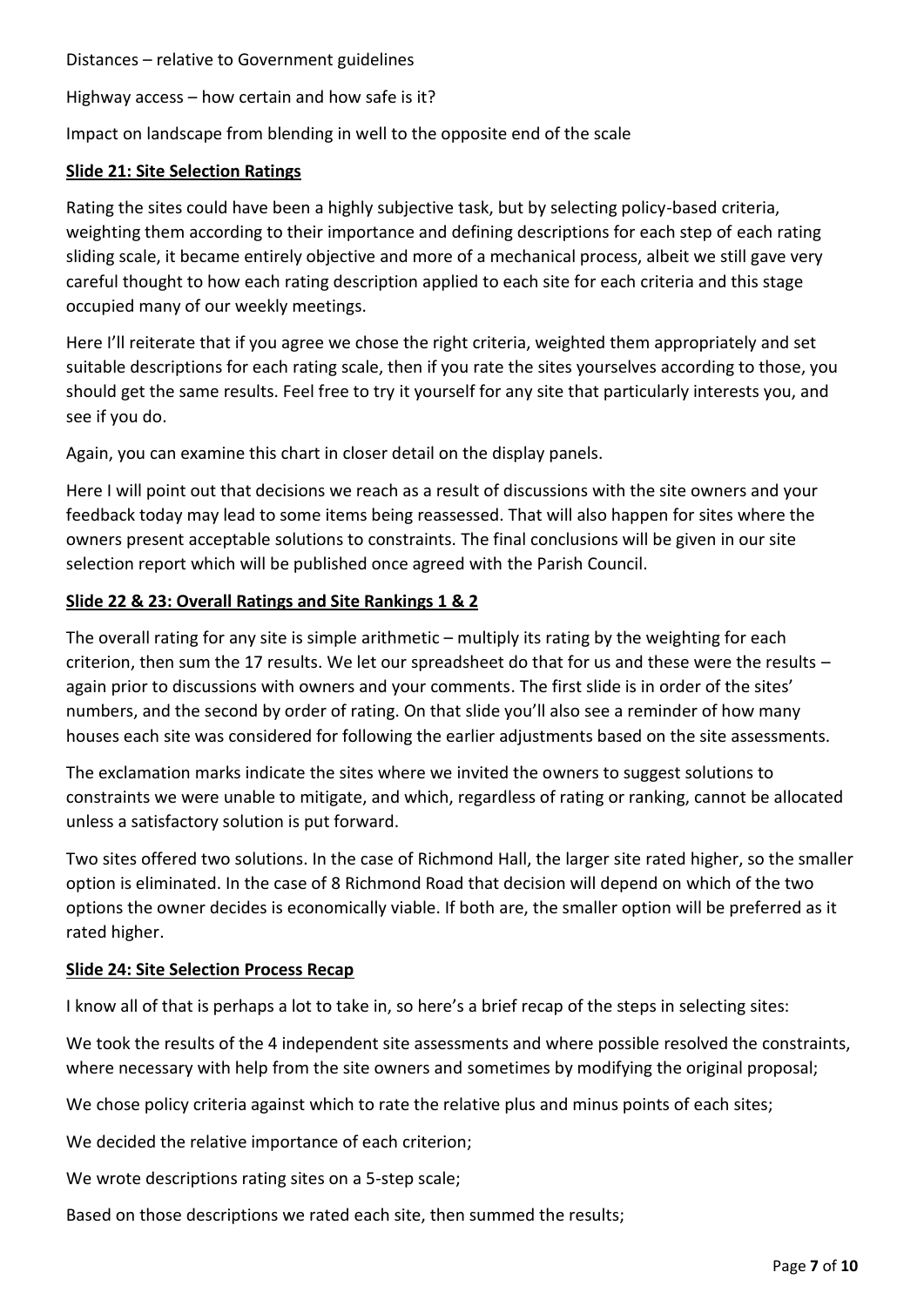Distances – relative to Government guidelines

Highway access – how certain and how safe is it?

Impact on landscape from blending in well to the opposite end of the scale

**Slide 21: Site Selection Ratings**

Rating the sites could have been a highly subjective task, but by selecting policy-based criteria, weighting them according to their importance and defining descriptions for each step of each rating sliding scale, it became entirely objective and more of a mechanical process, albeit we still gave very careful thought to how each rating description applied to each site for each criteria and this stage occupied many of our weekly meetings.

Here I'll reiterate that if you agree we chose the right criteria, weighted them appropriately and set suitable descriptions for each rating scale, then if you rate the sites yourselves according to those, you should get the same results. Feel free to try it yourself for any site that particularly interests you, and see if you do.

Again, you can examine this chart in closer detail on the display panels.

Here I will point out that decisions we reach as a result of discussions with the site owners and your feedback today may lead to some items being reassessed. That will also happen for sites where the owners present acceptable solutions to constraints. The final conclusions will be given in our site selection report which will be published once agreed with the Parish Council.

**Slide 22 & 23: Overall Ratings and Site Rankings 1 & 2**

The overall rating for any site is simple arithmetic – multiply its rating by the weighting for each criterion, then sum the 17 results. We let our spreadsheet do that for us and these were the results – again prior to discussions with owners and your comments. The first slide is in order of the sites' numbers, and the second by order of rating. On that slide you'll also see a reminder of how many houses each site was considered for following the earlier adjustments based on the site assessments.

The exclamation marks indicate the sites where we invited the owners to suggest solutions to constraints we were unable to mitigate, and which, regardless of rating or ranking, cannot be allocated unless a satisfactory solution is put forward.

Two sites offered two solutions. In the case of Richmond Hall, the larger site rated higher, so the smaller option is eliminated. In the case of 8 Richmond Road that decision will depend on which of the two options the owner decides is economically viable. If both are, the smaller option will be preferred as it rated higher.

**Slide 24: Site Selection Process Recap**

I know all of that is perhaps a lot to take in, so here's a brief recap of the steps in selecting sites:

We took the results of the 4 independent site assessments and where possible resolved the constraints, where necessary with help from the site owners and sometimes by modifying the original proposal;

We chose policy criteria against which to rate the relative plus and minus points of each sites;

We decided the relative importance of each criterion;

We wrote descriptions rating sites on a 5-step scale;

Based on those descriptions we rated each site, then summed the results;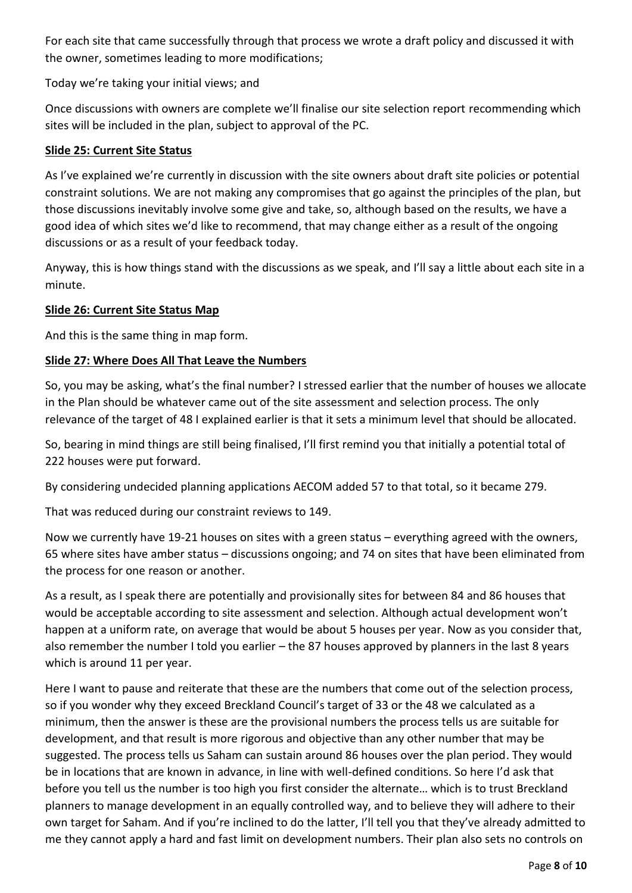For each site that came successfully through that process we wrote a draft policy and discussed it with the owner, sometimes leading to more modifications;

Today we're taking your initial views; and

Once discussions with owners are complete we'll finalise our site selection report recommending which sites will be included in the plan, subject to approval of the PC.

**Slide 25: Current Site Status**

As I've explained we're currently in discussion with the site owners about draft site policies or potential constraint solutions. We are not making any compromises that go against the principles of the plan, but those discussions inevitably involve some give and take, so, although based on the results, we have a good idea of which sites we'd like to recommend, that may change either as a result of the ongoing discussions or as a result of your feedback today.

Anyway, this is how things stand with the discussions as we speak, and I'll say a little about each site in a minute.

**Slide 26: Current Site Status Map**

And this is the same thing in map form.

**Slide 27: Where Does All That Leave the Numbers**

So, you may be asking, what's the final number? I stressed earlier that the number of houses we allocate in the Plan should be whatever came out of the site assessment and selection process. The only relevance of the target of 48 I explained earlier is that it sets a minimum level that should be allocated.

So, bearing in mind things are still being finalised, I'll first remind you that initially a potential total of 222 houses were put forward.

By considering undecided planning applications AECOM added 57 to that total, so it became 279.

That was reduced during our constraint reviews to 149.

Now we currently have 19-21 houses on sites with a green status – everything agreed with the owners, 65 where sites have amber status – discussions ongoing; and 74 on sites that have been eliminated from the process for one reason or another.

As a result, as I speak there are potentially and provisionally sites for between 84 and 86 houses that would be acceptable according to site assessment and selection. Although actual development won't happen at a uniform rate, on average that would be about 5 houses per year. Now as you consider that, also remember the number I told you earlier – the 87 houses approved by planners in the last 8 years which is around 11 per year.

Here I want to pause and reiterate that these are the numbers that come out of the selection process, so if you wonder why they exceed Breckland Council's target of 33 or the 48 we calculated as a minimum, then the answer is these are the provisional numbers the process tells us are suitable for development, and that result is more rigorous and objective than any other number that may be suggested. The process tells us Saham can sustain around 86 houses over the plan period. They would be in locations that are known in advance, in line with well-defined conditions. So here I'd ask that before you tell us the number is too high you first consider the alternate… which is to trust Breckland planners to manage development in an equally controlled way, and to believe they will adhere to their own target for Saham. And if you're inclined to do the latter, I'll tell you that they've already admitted to me they cannot apply a hard and fast limit on development numbers. Their plan also sets no controls on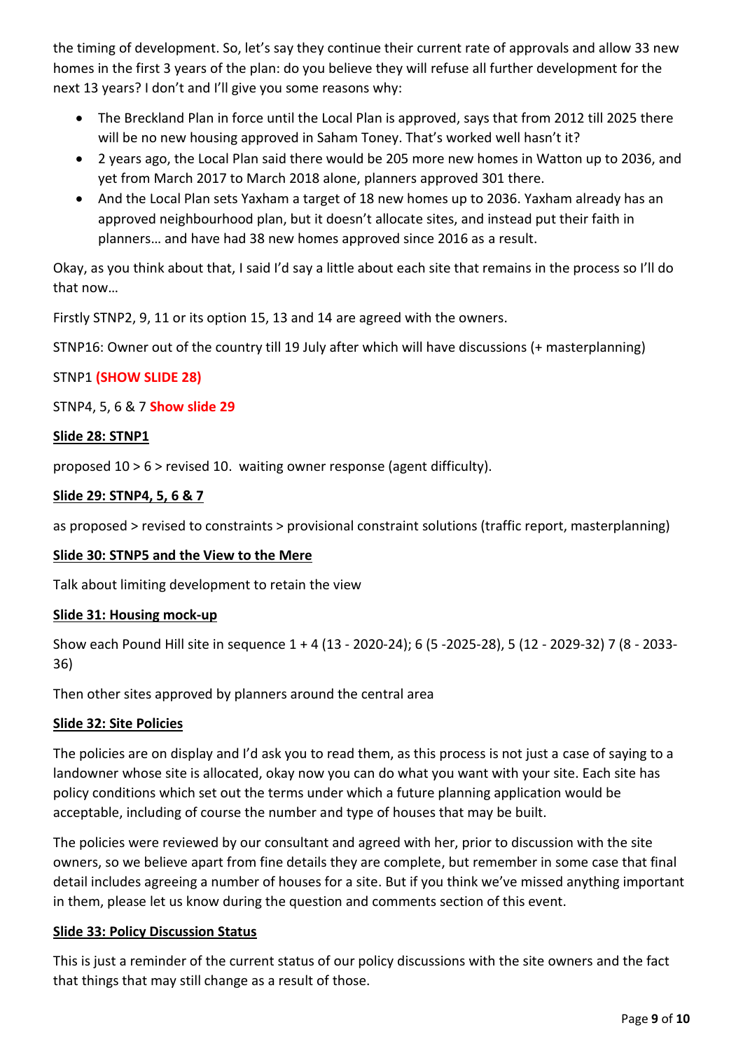the timing of development. So, let's say they continue their current rate of approvals and allow 33 new homes in the first 3 years of the plan: do you believe they will refuse all further development for the next 13 years? I don't and I'll give you some reasons why:

- The Breckland Plan in force until the Local Plan is approved, says that from 2012 till 2025 there will be no new housing approved in Saham Toney. That's worked well hasn't it?
- 2 years ago, the Local Plan said there would be 205 more new homes in Watton up to 2036, and yet from March 2017 to March 2018 alone, planners approved 301 there.
- And the Local Plan sets Yaxham a target of 18 new homes up to 2036. Yaxham already has an approved neighbourhood plan, but it doesn't allocate sites, and instead put their faith in planners… and have had 38 new homes approved since 2016 as a result.

Okay, as you think about that, I said I'd say a little about each site that remains in the process so I'll do that now…

Firstly STNP2, 9, 11 or its option 15, 13 and 14 are agreed with the owners.

STNP16: Owner out of the country till 19 July after which will have discussions (+ masterplanning)

STNP1 **(SHOW SLIDE 28)**

STNP4, 5, 6 & 7 **Show slide 29**

**Slide 28: STNP1**

proposed 10 > 6 > revised 10. waiting owner response (agent difficulty).

**Slide 29: STNP4, 5, 6 & 7**

as proposed > revised to constraints > provisional constraint solutions (traffic report, masterplanning)

**Slide 30: STNP5 and the View to the Mere**

Talk about limiting development to retain the view

**Slide 31: Housing mock-up**

Show each Pound Hill site in sequence 1 + 4 (13 - 2020-24); 6 (5 -2025-28), 5 (12 - 2029-32) 7 (8 - 2033-36)

Then other sites approved by planners around the central area

**Slide 32: Site Policies**

The policies are on display and I'd ask you to read them, as this process is not just a case of saying to a landowner whose site is allocated, okay now you can do what you want with your site. Each site has policy conditions which set out the terms under which a future planning application would be acceptable, including of course the number and type of houses that may be built.

The policies were reviewed by our consultant and agreed with her, prior to discussion with the site owners, so we believe apart from fine details they are complete, but remember in some case that final detail includes agreeing a number of houses for a site. But if you think we've missed anything important in them, please let us know during the question and comments section of this event.

**Slide 33: Policy Discussion Status**

This is just a reminder of the current status of our policy discussions with the site owners and the fact that things that may still change as a result of those.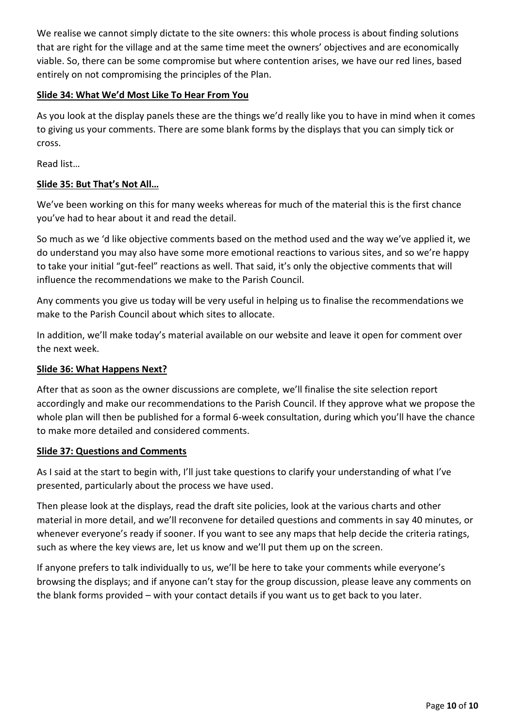We realise we cannot simply dictate to the site owners: this whole process is about finding solutions that are right for the village and at the same time meet the owners' objectives and are economically viable. So, there can be some compromise but where contention arises, we have our red lines, based entirely on not compromising the principles of the Plan.

**Slide 34: What We'd Most Like To Hear From You**

As you look at the display panels these are the things we'd really like you to have in mind when it comes to giving us your comments. There are some blank forms by the displays that you can simply tick or cross.

Read list…

**Slide 35: But That's Not All…**

We've been working on this for many weeks whereas for much of the material this is the first chance you've had to hear about it and read the detail.

So much as we 'd like objective comments based on the method used and the way we've applied it, we do understand you may also have some more emotional reactions to various sites, and so we're happy to take your initial "gut-feel" reactions as well. That said, it's only the objective comments that will influence the recommendations we make to the Parish Council.

Any comments you give us today will be very useful in helping us to finalise the recommendations we make to the Parish Council about which sites to allocate.

In addition, we'll make today's material available on our website and leave it open for comment over the next week.

**Slide 36: What Happens Next?**

After that as soon as the owner discussions are complete, we'll finalise the site selection report accordingly and make our recommendations to the Parish Council. If they approve what we propose the whole plan will then be published for a formal 6-week consultation, during which you'll have the chance to make more detailed and considered comments.

**Slide 37: Questions and Comments**

As I said at the start to begin with, I'll just take questions to clarify your understanding of what I've presented, particularly about the process we have used.

Then please look at the displays, read the draft site policies, look at the various charts and other material in more detail, and we'll reconvene for detailed questions and comments in say 40 minutes, or whenever everyone's ready if sooner. If you want to see any maps that help decide the criteria ratings, such as where the key views are, let us know and we'll put them up on the screen.

If anyone prefers to talk individually to us, we'll be here to take your comments while everyone's browsing the displays; and if anyone can't stay for the group discussion, please leave any comments on the blank forms provided – with your contact details if you want us to get back to you later.